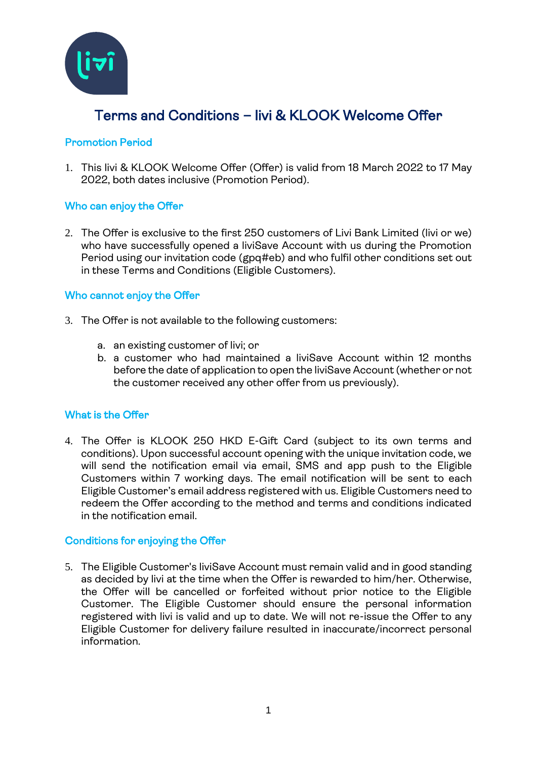# Terms and Conditions – livi & KLOOK Welcome Offer

## Promotion Period

1. This livi & KLOOK Welcome Offer (Offer) is valid from 18 March 2022 to 17 May 2022, both dates inclusive (Promotion Period).

## Who can enjoy the Offer

2. The Offer is exclusive to the first 250 customers of Livi Bank Limited (livi or we) who have successfully opened a liviSave Account with us during the Promotion Period using our invitation code (gpq#eb) and who fulfil other conditions set out in these Terms and Conditions (Eligible Customers).

## Who cannot enjoy the Offer

3. The Offer is not available to the following customers:

   a. an existing customer of livi; or
   b. a customer who had maintained a liviSave Account within 12 months before the date of application to open the liviSave Account (whether or not the customer received any other offer from us previously).

## What is the Offer

4. The Offer is KLOOK 250 HKD E-Gift Card (subject to its own terms and conditions). Upon successful account opening with the unique invitation code, we will send the notification email via email, SMS and app push to the Eligible Customers within 7 working days. The email notification will be sent to each Eligible Customer's email address registered with us. Eligible Customers need to redeem the Offer according to the method and terms and conditions indicated in the notification email.

## Conditions for enjoying the Offer

5. The Eligible Customer's liviSave Account must remain valid and in good standing as decided by livi at the time when the Offer is rewarded to him/her. Otherwise, the Offer will be cancelled or forfeited without prior notice to the Eligible Customer. The Eligible Customer should ensure the personal information registered with livi is valid and up to date. We will not re-issue the Offer to any Eligible Customer for delivery failure resulted in inaccurate/incorrect personal information.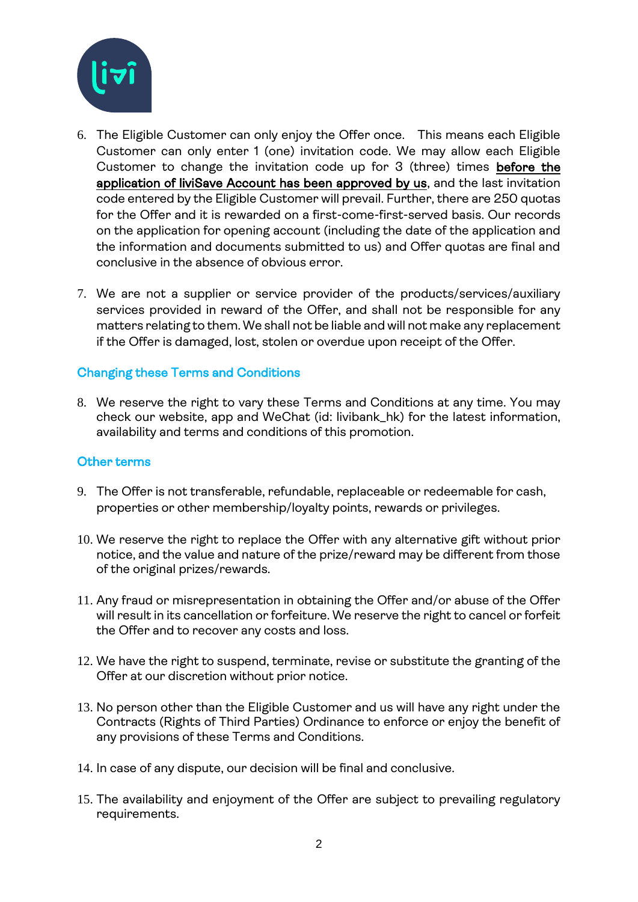6. The Eligible Customer can only enjoy the Offer once. This means each Eligible Customer can only enter 1 (one) invitation code. We may allow each Eligible Customer to change the invitation code up for 3 (three) times **before the application of liviSave Account has been approved by us**, and the last invitation code entered by the Eligible Customer will prevail. Further, there are 250 quotas for the Offer and it is rewarded on a first-come-first-served basis. Our records on the application for opening account (including the date of the application and the information and documents submitted to us) and Offer quotas are final and conclusive in the absence of obvious error.

7. We are not a supplier or service provider of the products/services/auxiliary services provided in reward of the Offer, and shall not be responsible for any matters relating to them. We shall not be liable and will not make any replacement if the Offer is damaged, lost, stolen or overdue upon receipt of the Offer.

## Changing these Terms and Conditions

8. We reserve the right to vary these Terms and Conditions at any time. You may check our website, app and WeChat (id: livibank_hk) for the latest information, availability and terms and conditions of this promotion.

## Other terms

9. The Offer is not transferable, refundable, replaceable or redeemable for cash, properties or other membership/loyalty points, rewards or privileges.

10. We reserve the right to replace the Offer with any alternative gift without prior notice, and the value and nature of the prize/reward may be different from those of the original prizes/rewards.

11. Any fraud or misrepresentation in obtaining the Offer and/or abuse of the Offer will result in its cancellation or forfeiture. We reserve the right to cancel or forfeit the Offer and to recover any costs and loss.

12. We have the right to suspend, terminate, revise or substitute the granting of the Offer at our discretion without prior notice.

13. No person other than the Eligible Customer and us will have any right under the Contracts (Rights of Third Parties) Ordinance to enforce or enjoy the benefit of any provisions of these Terms and Conditions.

14. In case of any dispute, our decision will be final and conclusive.

15. The availability and enjoyment of the Offer are subject to prevailing regulatory requirements.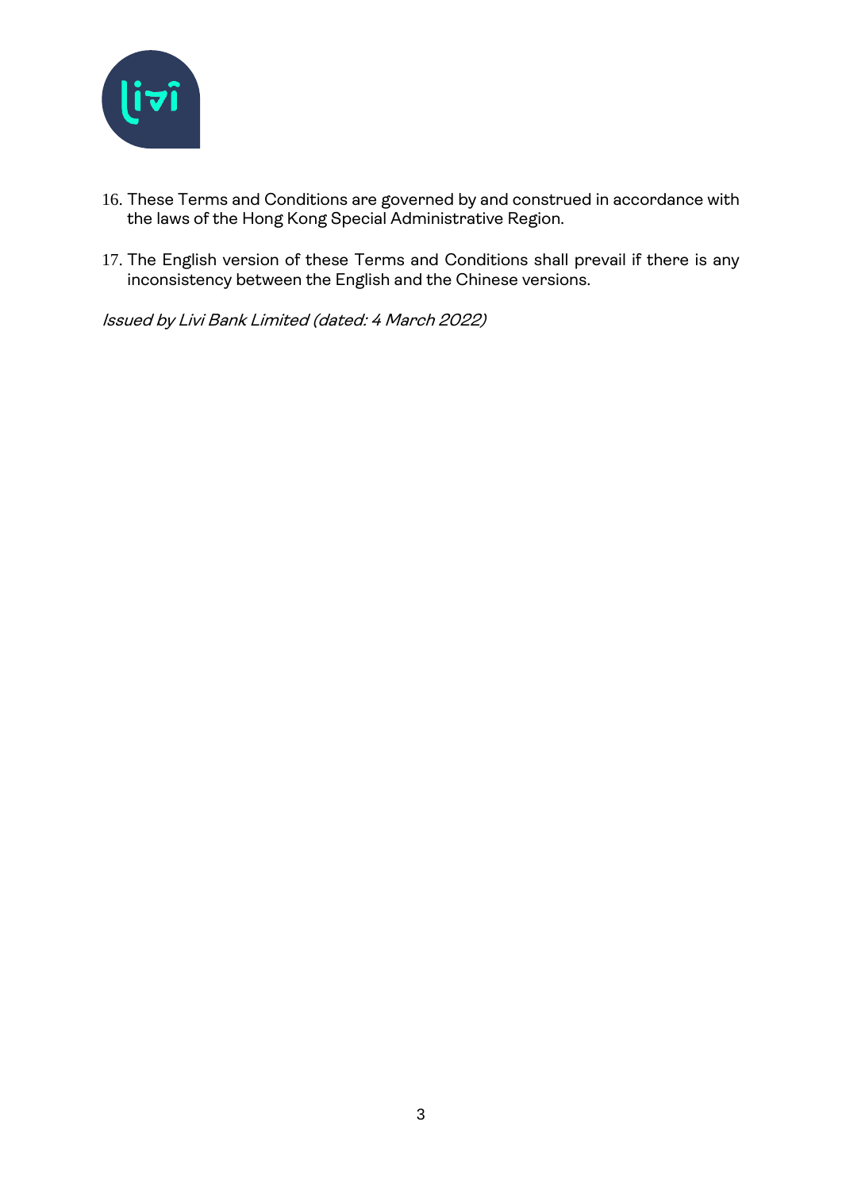16. These Terms and Conditions are governed by and construed in accordance with the laws of the Hong Kong Special Administrative Region.
17. The English version of these Terms and Conditions shall prevail if there is any inconsistency between the English and the Chinese versions.

*Issued by Livi Bank Limited (dated: 4 March 2022)*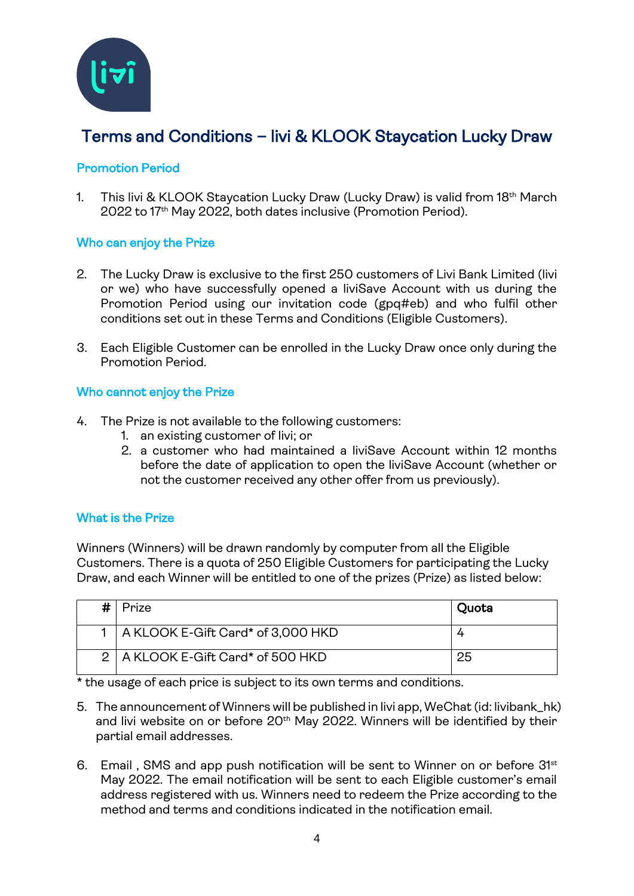# Terms and Conditions – livi & KLOOK Staycation Lucky Draw

## Promotion Period

1. This livi & KLOOK Staycation Lucky Draw (Lucky Draw) is valid from 18th March 2022 to 17th May 2022, both dates inclusive (Promotion Period).

## Who can enjoy the Prize

2. The Lucky Draw is exclusive to the first 250 customers of Livi Bank Limited (livi or we) who have successfully opened a liviSave Account with us during the Promotion Period using our invitation code (gpq#eb) and who fulfil other conditions set out in these Terms and Conditions (Eligible Customers).

3. Each Eligible Customer can be enrolled in the Lucky Draw once only during the Promotion Period.

## Who cannot enjoy the Prize

4. The Prize is not available to the following customers:
   1. an existing customer of livi; or
   2. a customer who had maintained a liviSave Account within 12 months before the date of application to open the liviSave Account (whether or not the customer received any other offer from us previously).

## What is the Prize

Winners (Winners) will be drawn randomly by computer from all the Eligible Customers. There is a quota of 250 Eligible Customers for participating the Lucky Draw, and each Winner will be entitled to one of the prizes (Prize) as listed below:

| # | Prize | Quota |
|---|---|---|
| 1 | A KLOOK E-Gift Card* of 3,000 HKD | 4 |
| 2 | A KLOOK E-Gift Card* of 500 HKD | 25 |

* the usage of each price is subject to its own terms and conditions.

5. The announcement of Winners will be published in livi app, WeChat (id: livibank_hk) and livi website on or before 20th May 2022. Winners will be identified by their partial email addresses.

6. Email , SMS and app push notification will be sent to Winner on or before 31st May 2022. The email notification will be sent to each Eligible customer's email address registered with us. Winners need to redeem the Prize according to the method and terms and conditions indicated in the notification email.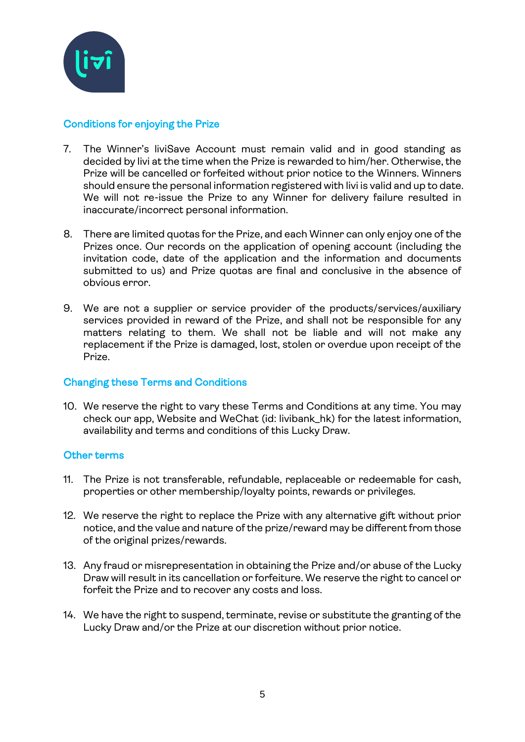## Conditions for enjoying the Prize

7. The Winner's liviSave Account must remain valid and in good standing as decided by livi at the time when the Prize is rewarded to him/her. Otherwise, the Prize will be cancelled or forfeited without prior notice to the Winners. Winners should ensure the personal information registered with livi is valid and up to date. We will not re-issue the Prize to any Winner for delivery failure resulted in inaccurate/incorrect personal information.

8. There are limited quotas for the Prize, and each Winner can only enjoy one of the Prizes once. Our records on the application of opening account (including the invitation code, date of the application and the information and documents submitted to us) and Prize quotas are final and conclusive in the absence of obvious error.

9. We are not a supplier or service provider of the products/services/auxiliary services provided in reward of the Prize, and shall not be responsible for any matters relating to them. We shall not be liable and will not make any replacement if the Prize is damaged, lost, stolen or overdue upon receipt of the Prize.

## Changing these Terms and Conditions

10. We reserve the right to vary these Terms and Conditions at any time. You may check our app, Website and WeChat (id: livibank_hk) for the latest information, availability and terms and conditions of this Lucky Draw.

## Other terms

11. The Prize is not transferable, refundable, replaceable or redeemable for cash, properties or other membership/loyalty points, rewards or privileges.

12. We reserve the right to replace the Prize with any alternative gift without prior notice, and the value and nature of the prize/reward may be different from those of the original prizes/rewards.

13. Any fraud or misrepresentation in obtaining the Prize and/or abuse of the Lucky Draw will result in its cancellation or forfeiture. We reserve the right to cancel or forfeit the Prize and to recover any costs and loss.

14. We have the right to suspend, terminate, revise or substitute the granting of the Lucky Draw and/or the Prize at our discretion without prior notice.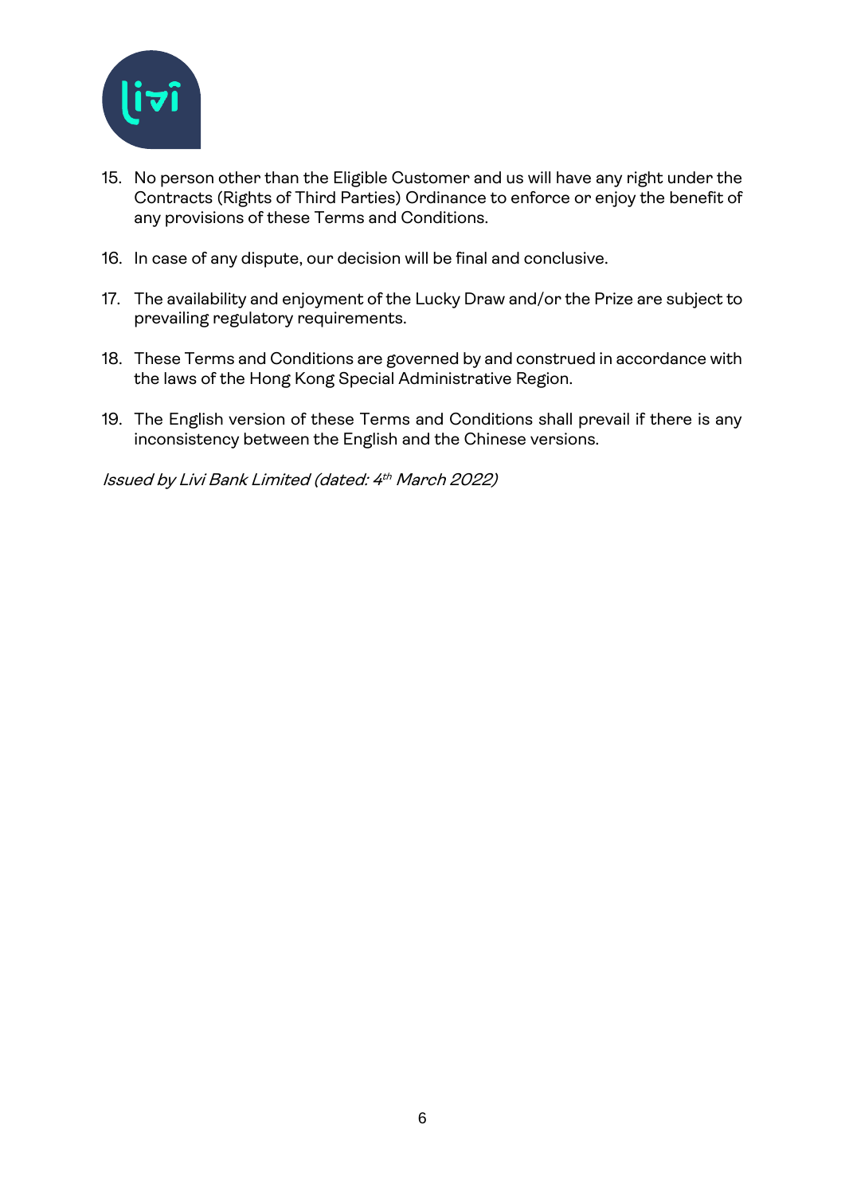15. No person other than the Eligible Customer and us will have any right under the Contracts (Rights of Third Parties) Ordinance to enforce or enjoy the benefit of any provisions of these Terms and Conditions.

16. In case of any dispute, our decision will be final and conclusive.

17. The availability and enjoyment of the Lucky Draw and/or the Prize are subject to prevailing regulatory requirements.

18. These Terms and Conditions are governed by and construed in accordance with the laws of the Hong Kong Special Administrative Region.

19. The English version of these Terms and Conditions shall prevail if there is any inconsistency between the English and the Chinese versions.

*Issued by Livi Bank Limited (dated: 4th March 2022)*